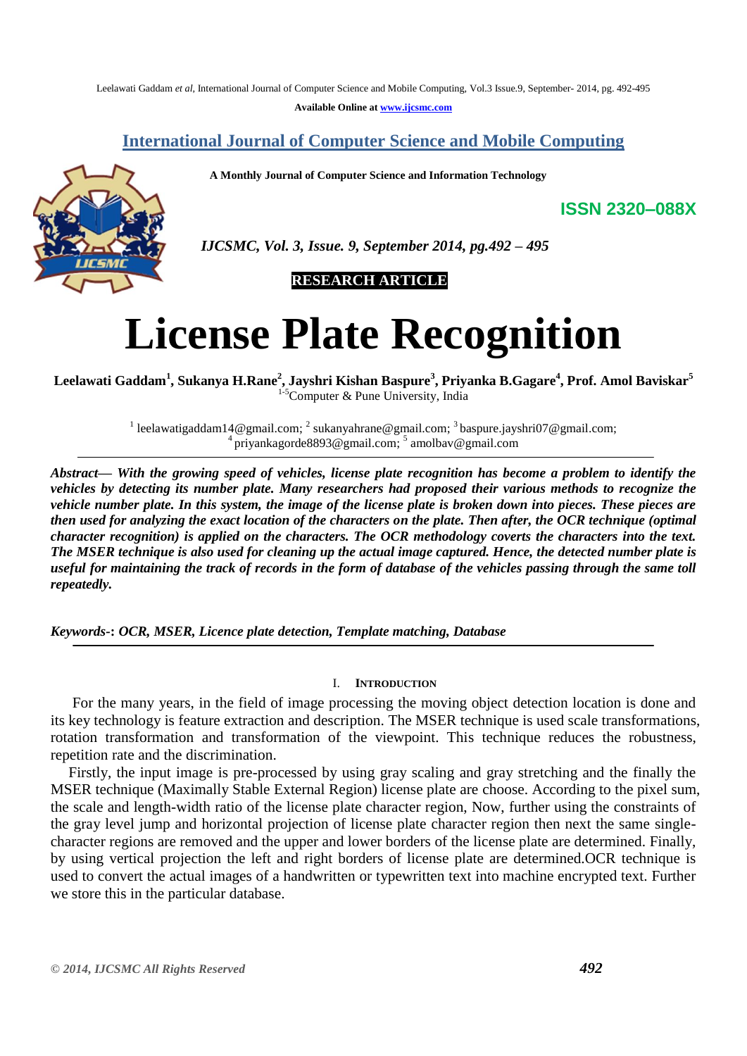**Available Online at www.ijcsmc.com**

## International Journal of Computer Science and Mobile Computing

**A Monthly Journal of Computer Science and Information Technology**

**ISSN 2320–088X**

***IJCSMC, Vol. 3, Issue. 9, September 2014, pg.492 – 495***

**RESEARCH ARTICLE**

# License Plate Recognition

**Leelawati Gaddam[1], Sukanya H.Rane[2], Jayshri Kishan Baspure[3], Priyanka B.Gagare[4], Prof. Amol Baviskar[5]**
[1-5]Computer & Pune University, India

[1] leelawatigaddam14@gmail.com; [2] sukanyahrane@gmail.com; [3] baspure.jayshri07@gmail.com; [4] priyankagorde8893@gmail.com; [5] amolbav@gmail.com

***Abstract— With the growing speed of vehicles, license plate recognition has become a problem to identify the vehicles by detecting its number plate. Many researchers had proposed their various methods to recognize the vehicle number plate. In this system, the image of the license plate is broken down into pieces. These pieces are then used for analyzing the exact location of the characters on the plate. Then after, the OCR technique (optimal character recognition) is applied on the characters. The OCR methodology coverts the characters into the text. The MSER technique is also used for cleaning up the actual image captured. Hence, the detected number plate is useful for maintaining the track of records in the form of database of the vehicles passing through the same toll repeatedly.***

***Keywords-**: OCR, MSER, Licence plate detection, Template matching, Database*

## I. Introduction

For the many years, in the field of image processing the moving object detection location is done and its key technology is feature extraction and description. The MSER technique is used scale transformations, rotation transformation and transformation of the viewpoint. This technique reduces the robustness, repetition rate and the discrimination.

Firstly, the input image is pre-processed by using gray scaling and gray stretching and the finally the MSER technique (Maximally Stable External Region) license plate are choose. According to the pixel sum, the scale and length-width ratio of the license plate character region, Now, further using the constraints of the gray level jump and horizontal projection of license plate character region then next the same single-character regions are removed and the upper and lower borders of the license plate are determined. Finally, by using vertical projection the left and right borders of license plate are determined.OCR technique is used to convert the actual images of a handwritten or typewritten text into machine encrypted text. Further we store this in the particular database.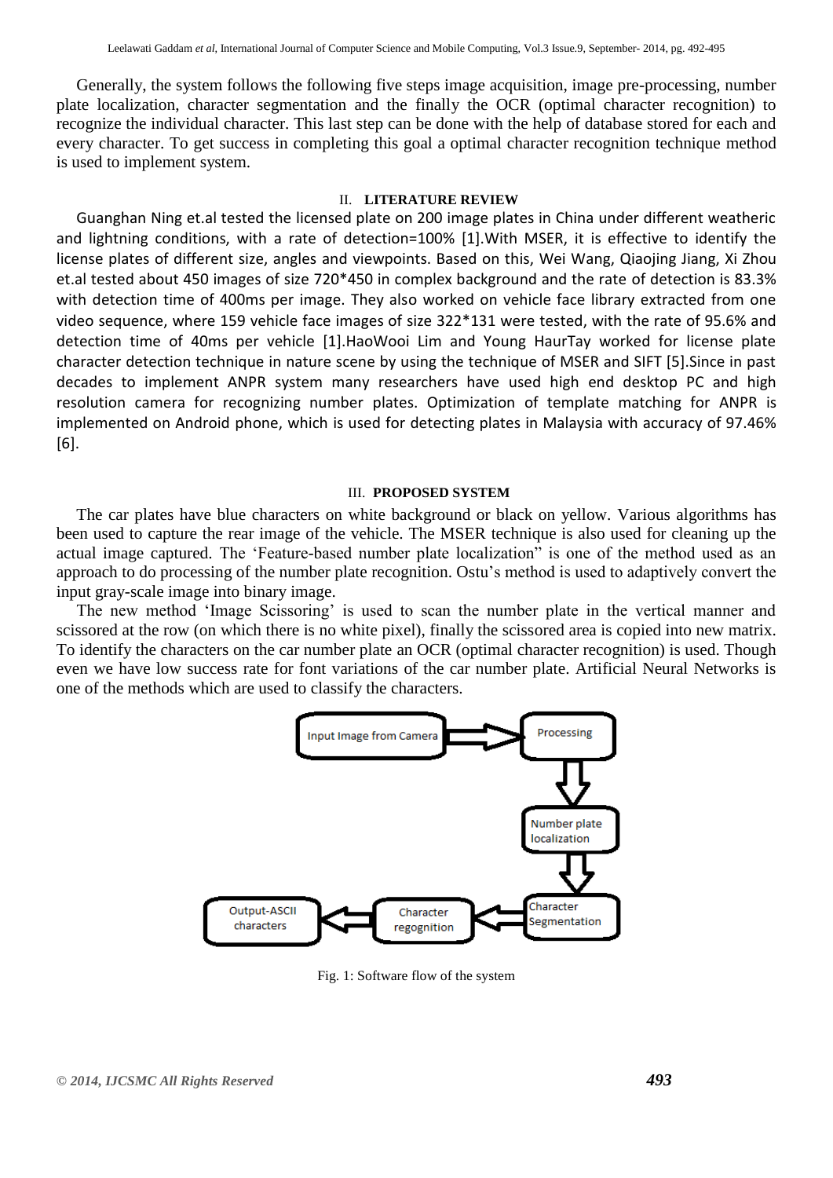Generally, the system follows the following five steps image acquisition, image pre-processing, number plate localization, character segmentation and the finally the OCR (optimal character recognition) to recognize the individual character. This last step can be done with the help of database stored for each and every character. To get success in completing this goal a optimal character recognition technique method is used to implement system.

## II. LITERATURE REVIEW

Guanghan Ning et.al tested the licensed plate on 200 image plates in China under different weatheric and lightning conditions, with a rate of detection=100% [1].With MSER, it is effective to identify the license plates of different size, angles and viewpoints. Based on this, Wei Wang, Qiaojing Jiang, Xi Zhou et.al tested about 450 images of size 720*450 in complex background and the rate of detection is 83.3% with detection time of 400ms per image. They also worked on vehicle face library extracted from one video sequence, where 159 vehicle face images of size 322*131 were tested, with the rate of 95.6% and detection time of 40ms per vehicle [1].HaoWooi Lim and Young HaurTay worked for license plate character detection technique in nature scene by using the technique of MSER and SIFT [5].Since in past decades to implement ANPR system many researchers have used high end desktop PC and high resolution camera for recognizing number plates. Optimization of template matching for ANPR is implemented on Android phone, which is used for detecting plates in Malaysia with accuracy of 97.46% [6].

## III. PROPOSED SYSTEM

The car plates have blue characters on white background or black on yellow. Various algorithms has been used to capture the rear image of the vehicle. The MSER technique is also used for cleaning up the actual image captured. The 'Feature-based number plate localization" is one of the method used as an approach to do processing of the number plate recognition. Ostu's method is used to adaptively convert the input gray-scale image into binary image.

The new method 'Image Scissoring' is used to scan the number plate in the vertical manner and scissored at the row (on which there is no white pixel), finally the scissored area is copied into new matrix. To identify the characters on the car number plate an OCR (optimal character recognition) is used. Though even we have low success rate for font variations of the car number plate. Artificial Neural Networks is one of the methods which are used to classify the characters.

Input Image from Camera → Processing → Number plate localization → Character Segmentation → Character regognition → Output-ASCII characters

Fig. 1: Software flow of the system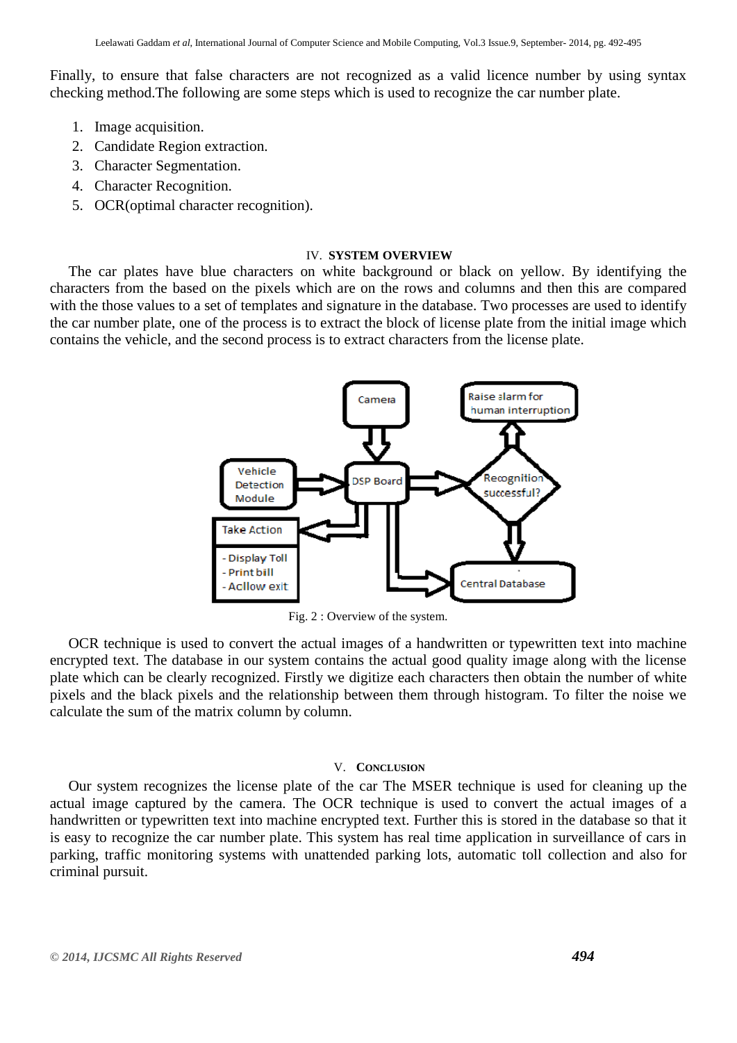Finally, to ensure that false characters are not recognized as a valid licence number by using syntax checking method.The following are some steps which is used to recognize the car number plate.

1. Image acquisition.
2. Candidate Region extraction.
3. Character Segmentation.
4. Character Recognition.
5. OCR(optimal character recognition).

## IV. SYSTEM OVERVIEW

The car plates have blue characters on white background or black on yellow. By identifying the characters from the based on the pixels which are on the rows and columns and then this are compared with the those values to a set of templates and signature in the database. Two processes are used to identify the car number plate, one of the process is to extract the block of license plate from the initial image which contains the vehicle, and the second process is to extract characters from the license plate.

Fig. 2 : Overview of the system.

OCR technique is used to convert the actual images of a handwritten or typewritten text into machine encrypted text. The database in our system contains the actual good quality image along with the license plate which can be clearly recognized. Firstly we digitize each characters then obtain the number of white pixels and the black pixels and the relationship between them through histogram. To filter the noise we calculate the sum of the matrix column by column.

## V. CONCLUSION

Our system recognizes the license plate of the car The MSER technique is used for cleaning up the actual image captured by the camera. The OCR technique is used to convert the actual images of a handwritten or typewritten text into machine encrypted text. Further this is stored in the database so that it is easy to recognize the car number plate. This system has real time application in surveillance of cars in parking, traffic monitoring systems with unattended parking lots, automatic toll collection and also for criminal pursuit.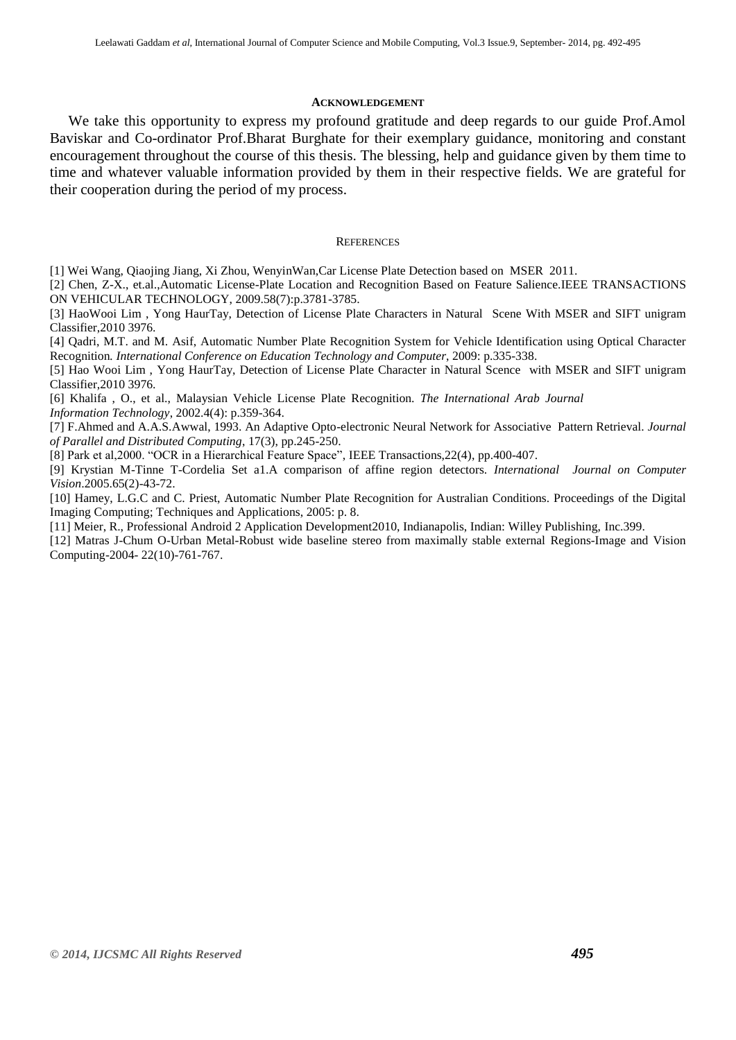## ACKNOWLEDGEMENT

We take this opportunity to express my profound gratitude and deep regards to our guide Prof.Amol Baviskar and Co-ordinator Prof.Bharat Burghate for their exemplary guidance, monitoring and constant encouragement throughout the course of this thesis. The blessing, help and guidance given by them time to time and whatever valuable information provided by them in their respective fields. We are grateful for their cooperation during the period of my process.

## REFERENCES

[1] Wei Wang, Qiaojing Jiang, Xi Zhou, WenyinWan,Car License Plate Detection based on MSER 2011.

[2] Chen, Z-X., et.al.,Automatic License-Plate Location and Recognition Based on Feature Salience.IEEE TRANSACTIONS ON VEHICULAR TECHNOLOGY, 2009.58(7):p.3781-3785.

[3] HaoWooi Lim , Yong HaurTay, Detection of License Plate Characters in Natural Scene With MSER and SIFT unigram Classifier,2010 3976.

[4] Qadri, M.T. and M. Asif, Automatic Number Plate Recognition System for Vehicle Identification using Optical Character Recognition. *International Conference on Education Technology and Computer*, 2009: p.335-338.

[5] Hao Wooi Lim , Yong HaurTay, Detection of License Plate Character in Natural Scence with MSER and SIFT unigram Classifier,2010 3976.

[6] Khalifa , O., et al., Malaysian Vehicle License Plate Recognition. *The International Arab Journal Information Technology*, 2002.4(4): p.359-364.

[7] F.Ahmed and A.A.S.Awwal, 1993. An Adaptive Opto-electronic Neural Network for Associative Pattern Retrieval. *Journal of Parallel and Distributed Computing*, 17(3), pp.245-250.

[8] Park et al,2000. "OCR in a Hierarchical Feature Space", IEEE Transactions,22(4), pp.400-407.

[9] Krystian M-Tinne T-Cordelia Set a1.A comparison of affine region detectors. *International Journal on Computer Vision*.2005.65(2)-43-72.

[10] Hamey, L.G.C and C. Priest, Automatic Number Plate Recognition for Australian Conditions. Proceedings of the Digital Imaging Computing; Techniques and Applications, 2005: p. 8.

[11] Meier, R., Professional Android 2 Application Development2010, Indianapolis, Indian: Willey Publishing, Inc.399.

[12] Matras J-Chum O-Urban Metal-Robust wide baseline stereo from maximally stable external Regions-Image and Vision Computing-2004- 22(10)-761-767.